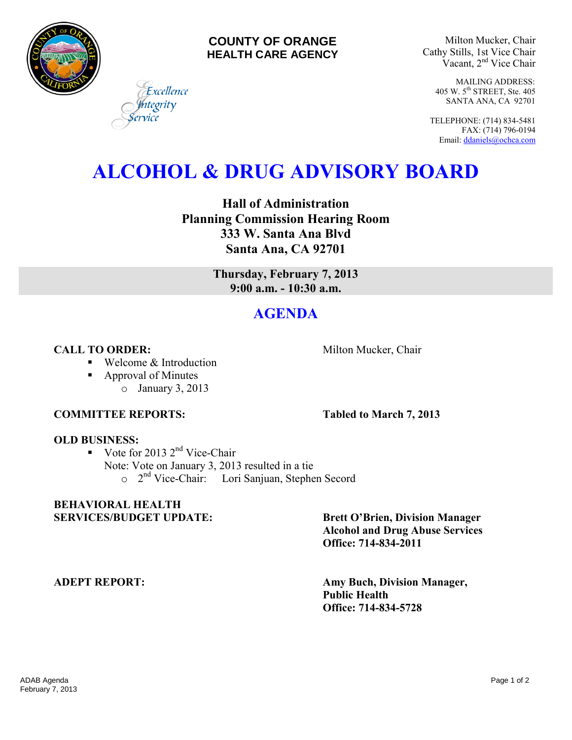**COUNTY OF ORANGE**
**HEALTH CARE AGENCY**

*Excellence*
*Integrity*
*Service*

Milton Mucker, Chair
Cathy Stills, 1st Vice Chair
Vacant, 2nd Vice Chair

MAILING ADDRESS:
405 W. 5th STREET, Ste. 405
SANTA ANA, CA 92701

TELEPHONE: (714) 834-5481
FAX: (714) 796-0194
Email: ddaniels@ochca.com

# ALCOHOL & DRUG ADVISORY BOARD

**Hall of Administration**
**Planning Commission Hearing Room**
**333 W. Santa Ana Blvd**
**Santa Ana, CA 92701**

**Thursday, February 7, 2013**
**9:00 a.m. - 10:30 a.m.**

## AGENDA

**CALL TO ORDER:** Milton Mucker, Chair

- Welcome & Introduction
- Approval of Minutes
  - January 3, 2013

**COMMITTEE REPORTS:** **Tabled to March 7, 2013**

**OLD BUSINESS:**

- Vote for 2013 2nd Vice-Chair
  Note: Vote on January 3, 2013 resulted in a tie
  - 2nd Vice-Chair: Lori Sanjuan, Stephen Secord

**BEHAVIORAL HEALTH SERVICES/BUDGET UPDATE:** **Brett O'Brien, Division Manager**
**Alcohol and Drug Abuse Services**
**Office: 714-834-2011**

**ADEPT REPORT:** **Amy Buch, Division Manager,**
**Public Health**
**Office: 714-834-5728**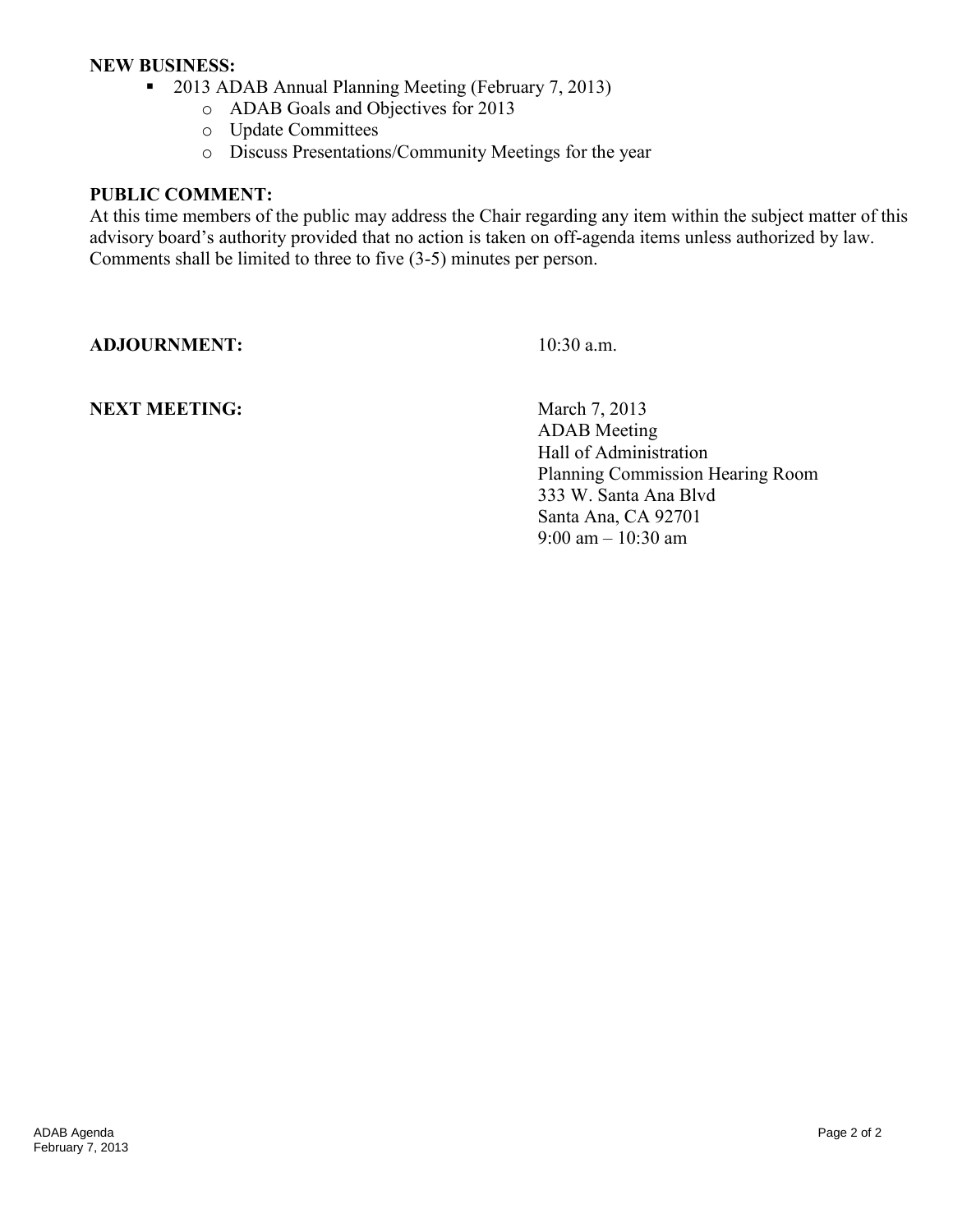**NEW BUSINESS:**

- 2013 ADAB Annual Planning Meeting (February 7, 2013)
  - ADAB Goals and Objectives for 2013
  - Update Committees
  - Discuss Presentations/Community Meetings for the year

**PUBLIC COMMENT:**

At this time members of the public may address the Chair regarding any item within the subject matter of this advisory board's authority provided that no action is taken on off-agenda items unless authorized by law. Comments shall be limited to three to five (3-5) minutes per person.

**ADJOURNMENT:** 10:30 a.m.

**NEXT MEETING:**

March 7, 2013
ADAB Meeting
Hall of Administration
Planning Commission Hearing Room
333 W. Santa Ana Blvd
Santa Ana, CA 92701
9:00 am – 10:30 am